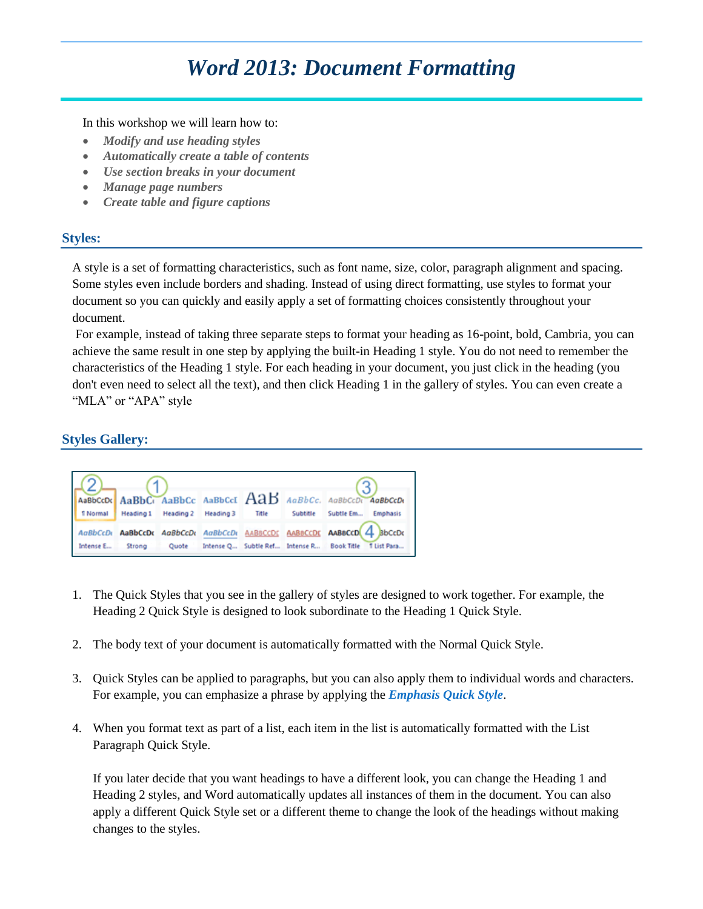# Word 2013: Document Formatting

In this workshop we will learn how to:

- *Modify and use heading styles*
- *Automatically create a table of contents*
- *Use section breaks in your document*
- *Manage page numbers*
- *Create table and figure captions*

## Styles:

A style is a set of formatting characteristics, such as font name, size, color, paragraph alignment and spacing. Some styles even include borders and shading. Instead of using direct formatting, use styles to format your document so you can quickly and easily apply a set of formatting choices consistently throughout your document.

For example, instead of taking three separate steps to format your heading as 16-point, bold, Cambria, you can achieve the same result in one step by applying the built-in Heading 1 style. You do not need to remember the characteristics of the Heading 1 style. For each heading in your document, you just click in the heading (you don't even need to select all the text), and then click Heading 1 in the gallery of styles. You can even create a "MLA" or "APA" style

## Styles Gallery:

1. The Quick Styles that you see in the gallery of styles are designed to work together. For example, the Heading 2 Quick Style is designed to look subordinate to the Heading 1 Quick Style.

2. The body text of your document is automatically formatted with the Normal Quick Style.

3. Quick Styles can be applied to paragraphs, but you can also apply them to individual words and characters. For example, you can emphasize a phrase by applying the ***Emphasis Quick Style***.

4. When you format text as part of a list, each item in the list is automatically formatted with the List Paragraph Quick Style.

   If you later decide that you want headings to have a different look, you can change the Heading 1 and Heading 2 styles, and Word automatically updates all instances of them in the document. You can also apply a different Quick Style set or a different theme to change the look of the headings without making changes to the styles.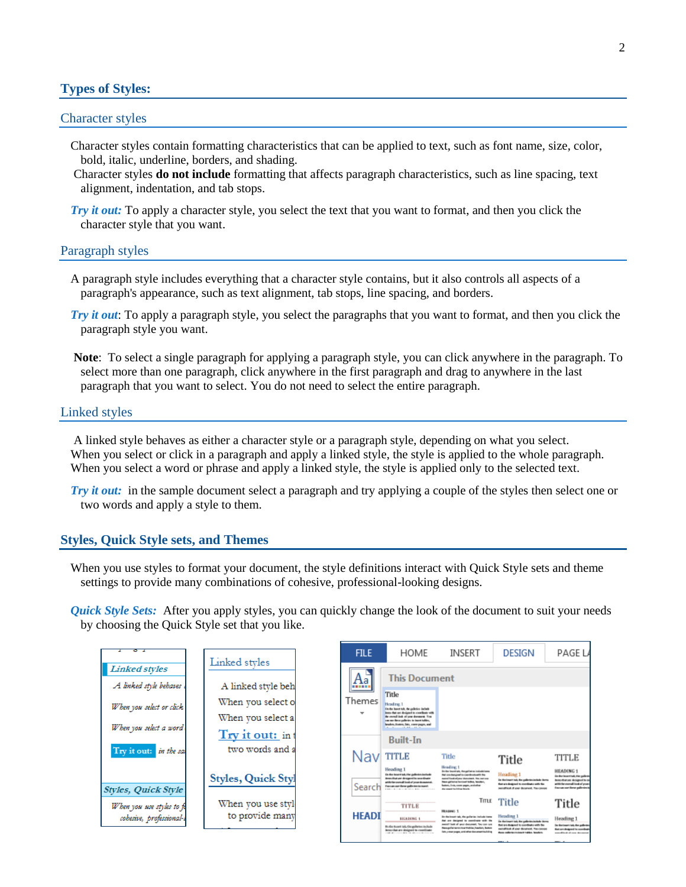## Types of Styles:

### Character styles

Character styles contain formatting characteristics that can be applied to text, such as font name, size, color, bold, italic, underline, borders, and shading.

Character styles **do not include** formatting that affects paragraph characteristics, such as line spacing, text alignment, indentation, and tab stops.

***Try it out:*** To apply a character style, you select the text that you want to format, and then you click the character style that you want.

### Paragraph styles

A paragraph style includes everything that a character style contains, but it also controls all aspects of a paragraph's appearance, such as text alignment, tab stops, line spacing, and borders.

***Try it out***: To apply a paragraph style, you select the paragraphs that you want to format, and then you click the paragraph style you want.

**Note**: To select a single paragraph for applying a paragraph style, you can click anywhere in the paragraph. To select more than one paragraph, click anywhere in the first paragraph and drag to anywhere in the last paragraph that you want to select. You do not need to select the entire paragraph.

### Linked styles

A linked style behaves as either a character style or a paragraph style, depending on what you select.
When you select or click in a paragraph and apply a linked style, the style is applied to the whole paragraph.
When you select a word or phrase and apply a linked style, the style is applied only to the selected text.

***Try it out:*** in the sample document select a paragraph and try applying a couple of the styles then select one or two words and apply a style to them.

## Styles, Quick Style sets, and Themes

When you use styles to format your document, the style definitions interact with Quick Style sets and theme settings to provide many combinations of cohesive, professional-looking designs.

***Quick Style Sets:*** After you apply styles, you can quickly change the look of the document to suit your needs by choosing the Quick Style set that you like.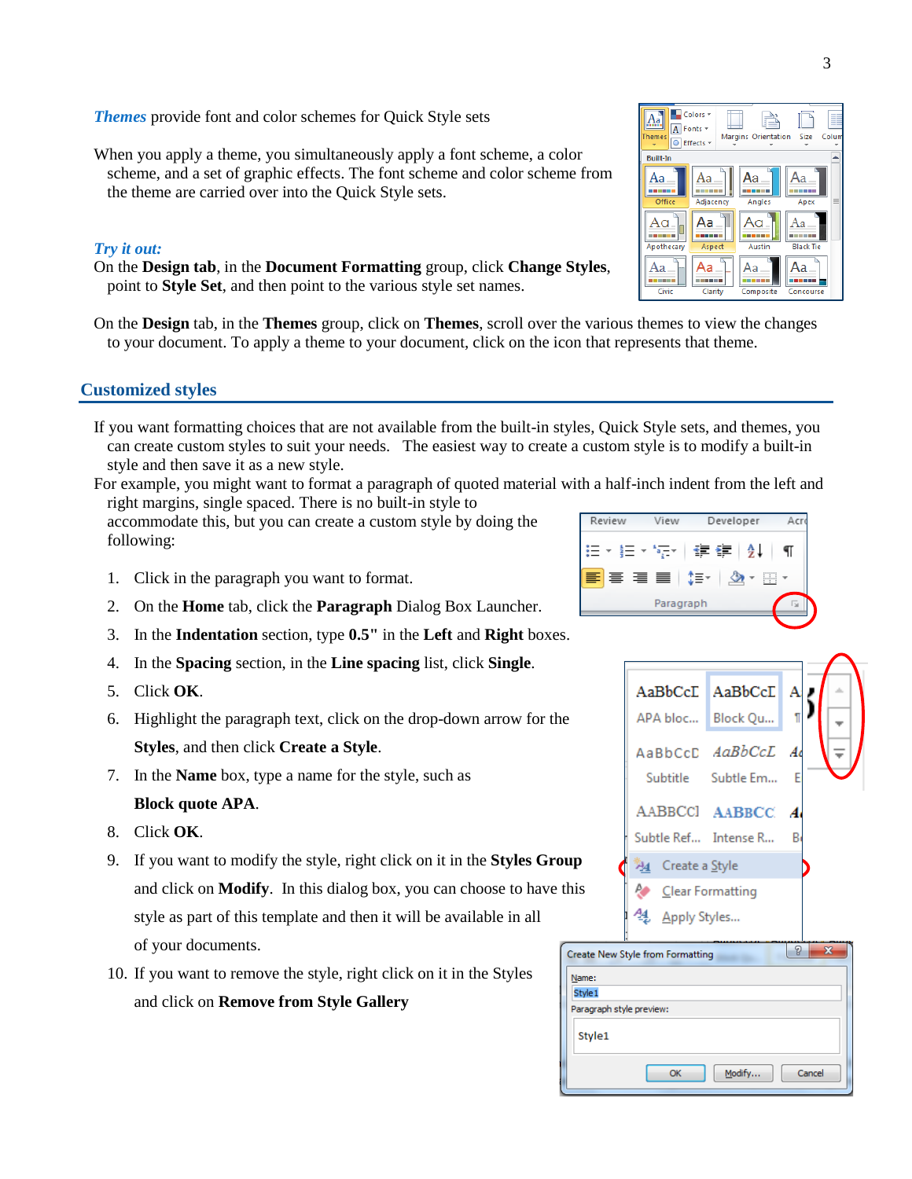***Themes*** provide font and color schemes for Quick Style sets

When you apply a theme, you simultaneously apply a font scheme, a color scheme, and a set of graphic effects. The font scheme and color scheme from the theme are carried over into the Quick Style sets.

***Try it out:***
On the **Design tab**, in the **Document Formatting** group, click **Change Styles**, point to **Style Set**, and then point to the various style set names.

On the **Design** tab, in the **Themes** group, click on **Themes**, scroll over the various themes to view the changes to your document. To apply a theme to your document, click on the icon that represents that theme.

## Customized styles

If you want formatting choices that are not available from the built-in styles, Quick Style sets, and themes, you can create custom styles to suit your needs. The easiest way to create a custom style is to modify a built-in style and then save it as a new style.

For example, you might want to format a paragraph of quoted material with a half-inch indent from the left and right margins, single spaced. There is no built-in style to accommodate this, but you can create a custom style by doing the following:

1. Click in the paragraph you want to format.
2. On the **Home** tab, click the **Paragraph** Dialog Box Launcher.
3. In the **Indentation** section, type **0.5"** in the **Left** and **Right** boxes.
4. In the **Spacing** section, in the **Line spacing** list, click **Single**.
5. Click **OK**.
6. Highlight the paragraph text, click on the drop-down arrow for the **Styles**, and then click **Create a Style**.
7. In the **Name** box, type a name for the style, such as **Block quote APA**.
8. Click **OK**.
9. If you want to modify the style, right click on it in the **Styles Group** and click on **Modify**. In this dialog box, you can choose to have this style as part of this template and then it will be available in all of your documents.
10. If you want to remove the style, right click on it in the Styles and click on **Remove from Style Gallery**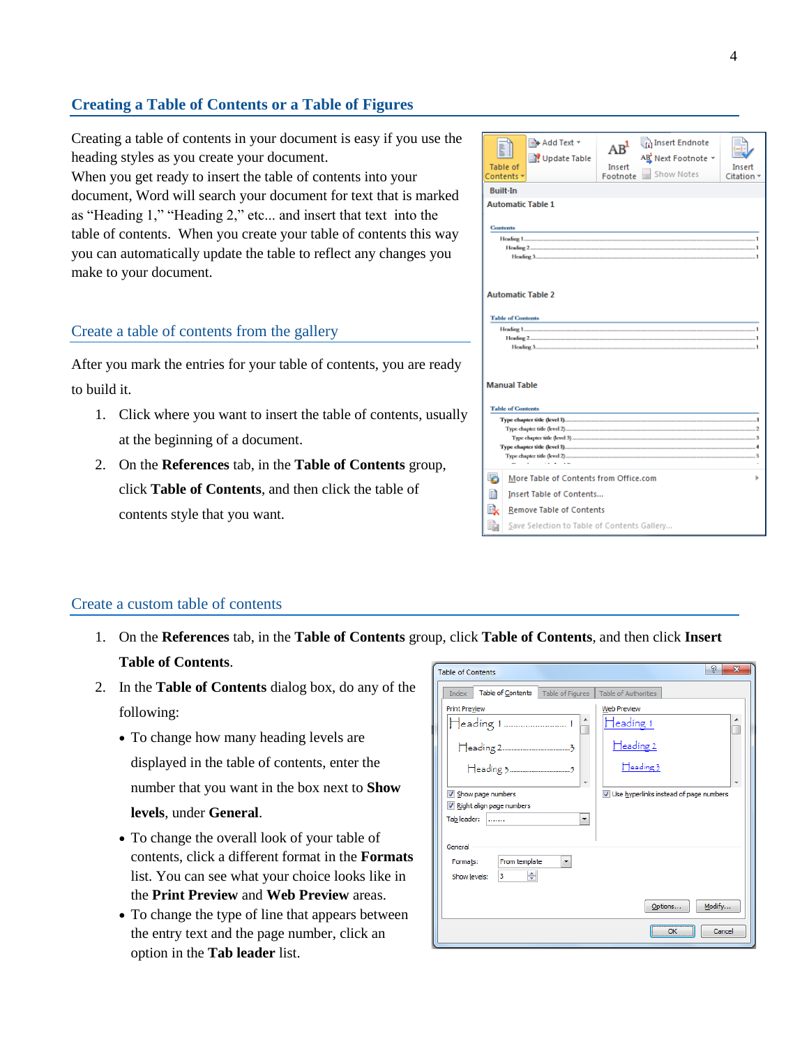## Creating a Table of Contents or a Table of Figures

Creating a table of contents in your document is easy if you use the heading styles as you create your document.
When you get ready to insert the table of contents into your document, Word will search your document for text that is marked as “Heading 1,” “Heading 2,” etc... and insert that text into the table of contents. When you create your table of contents this way you can automatically update the table to reflect any changes you make to your document.

### Create a table of contents from the gallery

After you mark the entries for your table of contents, you are ready to build it.

1. Click where you want to insert the table of contents, usually at the beginning of a document.
2. On the **References** tab, in the **Table of Contents** group, click **Table of Contents**, and then click the table of contents style that you want.

### Create a custom table of contents

1. On the **References** tab, in the **Table of Contents** group, click **Table of Contents**, and then click **Insert Table of Contents**.
2. In the **Table of Contents** dialog box, do any of the following:
   - To change how many heading levels are displayed in the table of contents, enter the number that you want in the box next to **Show levels**, under **General**.
   - To change the overall look of your table of contents, click a different format in the **Formats** list. You can see what your choice looks like in the **Print Preview** and **Web Preview** areas.
   - To change the type of line that appears between the entry text and the page number, click an option in the **Tab leader** list.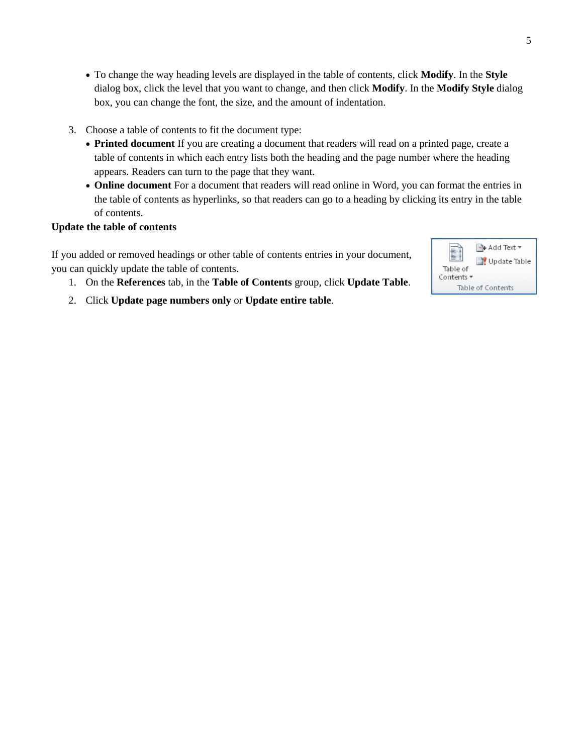- To change the way heading levels are displayed in the table of contents, click **Modify**. In the **Style** dialog box, click the level that you want to change, and then click **Modify**. In the **Modify Style** dialog box, you can change the font, the size, and the amount of indentation.

3. Choose a table of contents to fit the document type:
   - **Printed document** If you are creating a document that readers will read on a printed page, create a table of contents in which each entry lists both the heading and the page number where the heading appears. Readers can turn to the page that they want.
   - **Online document** For a document that readers will read online in Word, you can format the entries in the table of contents as hyperlinks, so that readers can go to a heading by clicking its entry in the table of contents.

**Update the table of contents**

If you added or removed headings or other table of contents entries in your document, you can quickly update the table of contents.

1. On the **References** tab, in the **Table of Contents** group, click **Update Table**.
2. Click **Update page numbers only** or **Update entire table**.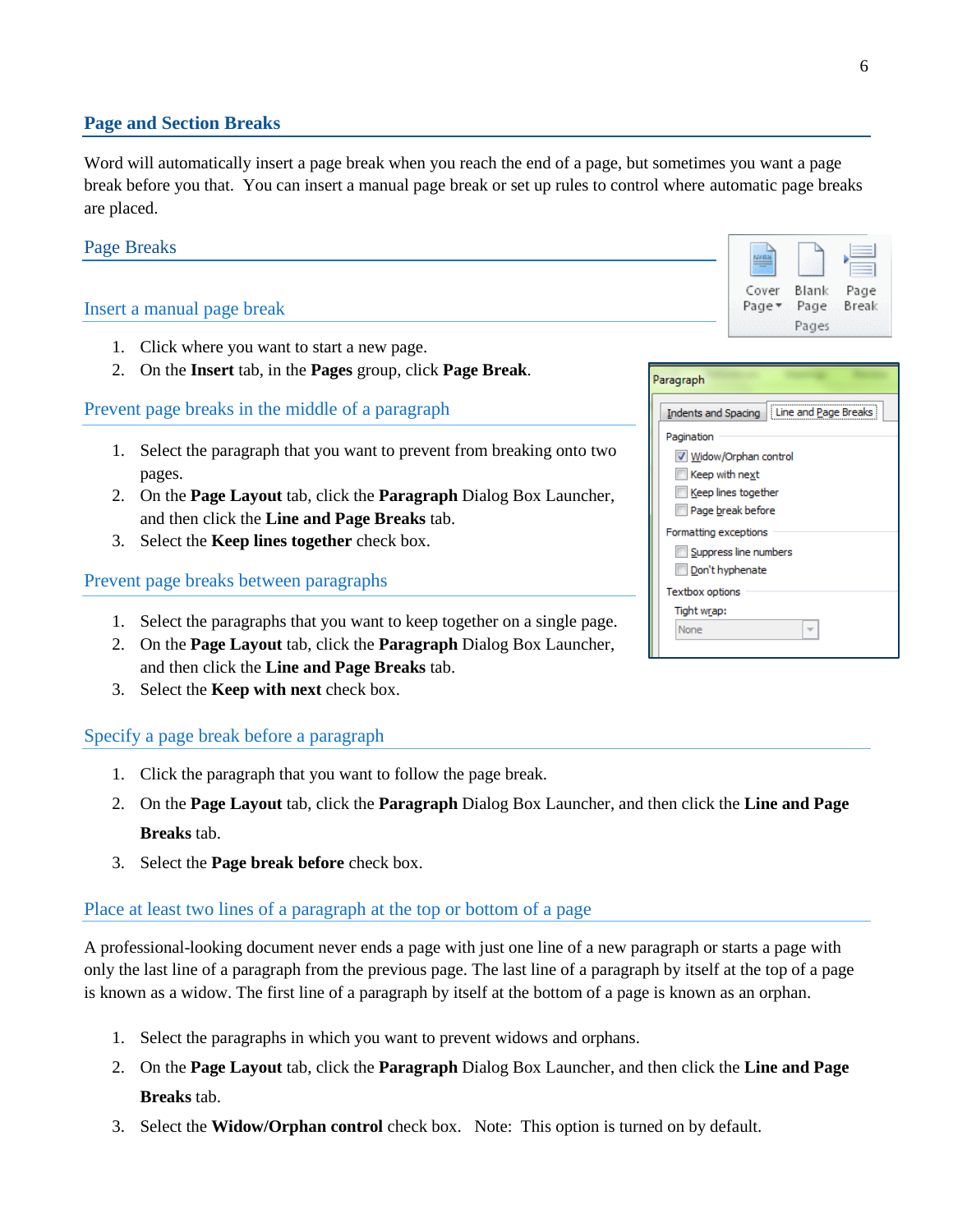## Page and Section Breaks

Word will automatically insert a page break when you reach the end of a page, but sometimes you want a page break before you that. You can insert a manual page break or set up rules to control where automatic page breaks are placed.

### Page Breaks

#### Insert a manual page break

1. Click where you want to start a new page.
2. On the **Insert** tab, in the **Pages** group, click **Page Break**.

#### Prevent page breaks in the middle of a paragraph

1. Select the paragraph that you want to prevent from breaking onto two pages.
2. On the **Page Layout** tab, click the **Paragraph** Dialog Box Launcher, and then click the **Line and Page Breaks** tab.
3. Select the **Keep lines together** check box.

#### Prevent page breaks between paragraphs

1. Select the paragraphs that you want to keep together on a single page.
2. On the **Page Layout** tab, click the **Paragraph** Dialog Box Launcher, and then click the **Line and Page Breaks** tab.
3. Select the **Keep with next** check box.

#### Specify a page break before a paragraph

1. Click the paragraph that you want to follow the page break.
2. On the **Page Layout** tab, click the **Paragraph** Dialog Box Launcher, and then click the **Line and Page Breaks** tab.
3. Select the **Page break before** check box.

#### Place at least two lines of a paragraph at the top or bottom of a page

A professional-looking document never ends a page with just one line of a new paragraph or starts a page with only the last line of a paragraph from the previous page. The last line of a paragraph by itself at the top of a page is known as a widow. The first line of a paragraph by itself at the bottom of a page is known as an orphan.

1. Select the paragraphs in which you want to prevent widows and orphans.
2. On the **Page Layout** tab, click the **Paragraph** Dialog Box Launcher, and then click the **Line and Page Breaks** tab.
3. Select the **Widow/Orphan control** check box. Note: This option is turned on by default.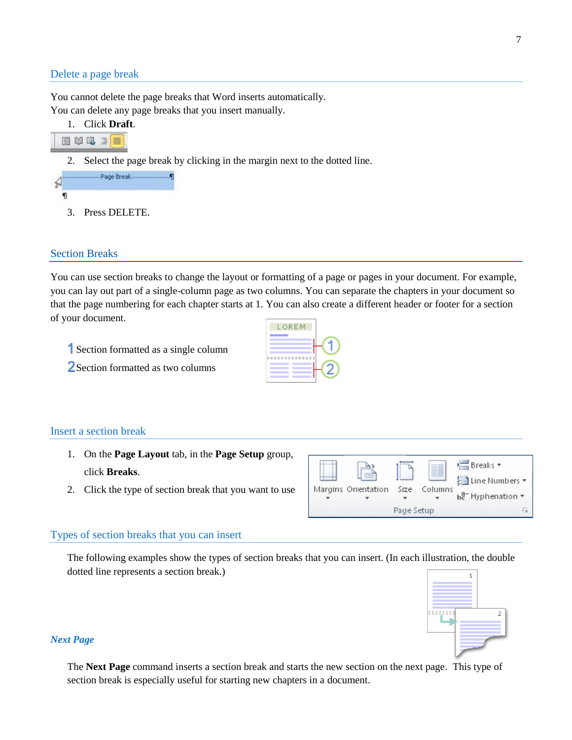## Delete a page break

You cannot delete the page breaks that Word inserts automatically.
You can delete any page breaks that you insert manually.

1. Click **Draft**.
2. Select the page break by clicking in the margin next to the dotted line.
3. Press DELETE.

## Section Breaks

You can use section breaks to change the layout or formatting of a page or pages in your document. For example, you can lay out part of a single-column page as two columns. You can separate the chapters in your document so that the page numbering for each chapter starts at 1. You can also create a different header or footer for a section of your document.

1 Section formatted as a single column

2 Section formatted as two columns

## Insert a section break

1. On the **Page Layout** tab, in the **Page Setup** group, click **Breaks**.
2. Click the type of section break that you want to use

## Types of section breaks that you can insert

The following examples show the types of section breaks that you can insert. (In each illustration, the double dotted line represents a section break.)

### *Next Page*

The **Next Page** command inserts a section break and starts the new section on the next page. This type of section break is especially useful for starting new chapters in a document.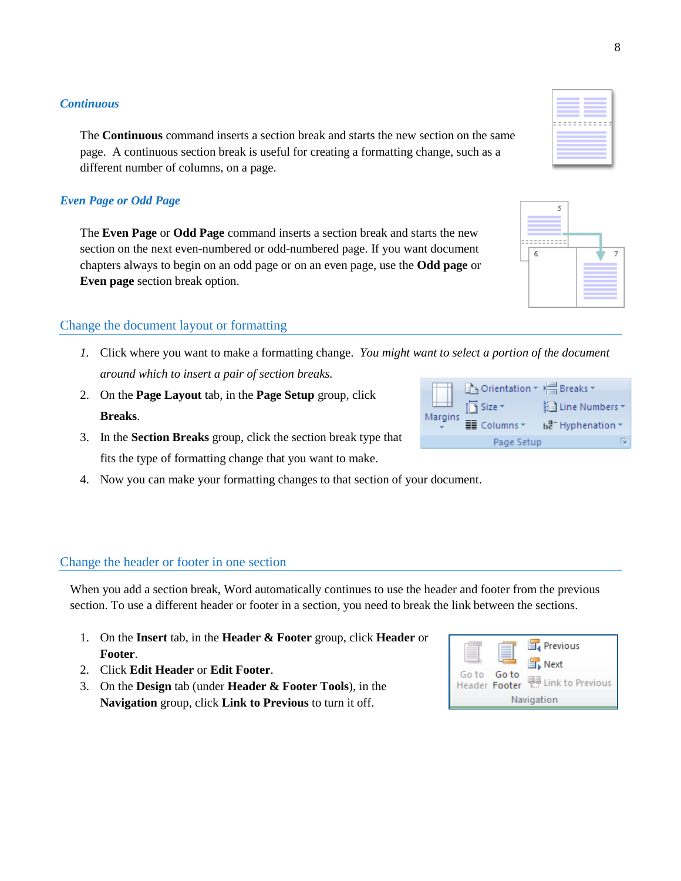### *Continuous*

The **Continuous** command inserts a section break and starts the new section on the same page. A continuous section break is useful for creating a formatting change, such as a different number of columns, on a page.

### *Even Page or Odd Page*

The **Even Page** or **Odd Page** command inserts a section break and starts the new section on the next even-numbered or odd-numbered page. If you want document chapters always to begin on an odd page or on an even page, use the **Odd page** or **Even page** section break option.

## Change the document layout or formatting

1. Click where you want to make a formatting change. *You might want to select a portion of the document around which to insert a pair of section breaks.*
2. On the **Page Layout** tab, in the **Page Setup** group, click **Breaks**.
3. In the **Section Breaks** group, click the section break type that fits the type of formatting change that you want to make.
4. Now you can make your formatting changes to that section of your document.

## Change the header or footer in one section

When you add a section break, Word automatically continues to use the header and footer from the previous section. To use a different header or footer in a section, you need to break the link between the sections.

1. On the **Insert** tab, in the **Header & Footer** group, click **Header** or **Footer**.
2. Click **Edit Header** or **Edit Footer**.
3. On the **Design** tab (under **Header & Footer Tools**), in the **Navigation** group, click **Link to Previous** to turn it off.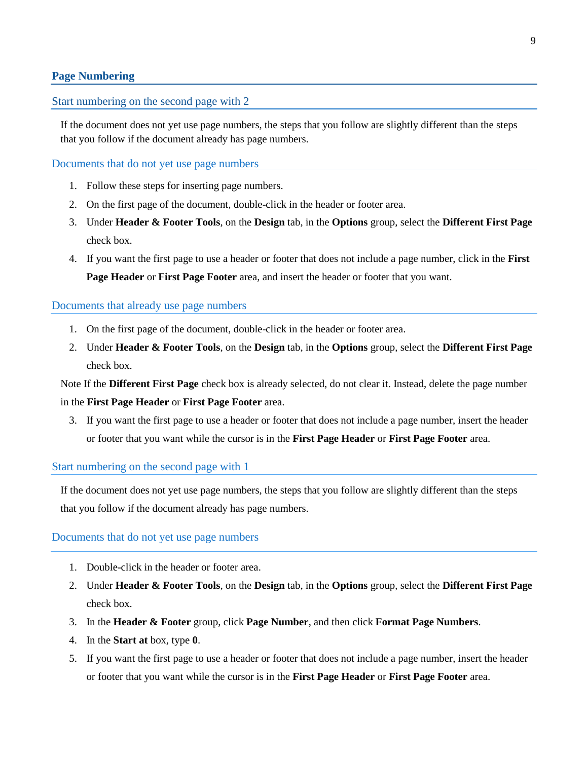## Page Numbering

### Start numbering on the second page with 2

If the document does not yet use page numbers, the steps that you follow are slightly different than the steps that you follow if the document already has page numbers.

#### Documents that do not yet use page numbers

1. Follow these steps for inserting page numbers.
2. On the first page of the document, double-click in the header or footer area.
3. Under **Header & Footer Tools**, on the **Design** tab, in the **Options** group, select the **Different First Page** check box.
4. If you want the first page to use a header or footer that does not include a page number, click in the **First Page Header** or **First Page Footer** area, and insert the header or footer that you want.

#### Documents that already use page numbers

1. On the first page of the document, double-click in the header or footer area.
2. Under **Header & Footer Tools**, on the **Design** tab, in the **Options** group, select the **Different First Page** check box.

Note If the **Different First Page** check box is already selected, do not clear it. Instead, delete the page number in the **First Page Header** or **First Page Footer** area.

3. If you want the first page to use a header or footer that does not include a page number, insert the header or footer that you want while the cursor is in the **First Page Header** or **First Page Footer** area.

### Start numbering on the second page with 1

If the document does not yet use page numbers, the steps that you follow are slightly different than the steps that you follow if the document already has page numbers.

#### Documents that do not yet use page numbers

1. Double-click in the header or footer area.
2. Under **Header & Footer Tools**, on the **Design** tab, in the **Options** group, select the **Different First Page** check box.
3. In the **Header & Footer** group, click **Page Number**, and then click **Format Page Numbers**.
4. In the **Start at** box, type **0**.
5. If you want the first page to use a header or footer that does not include a page number, insert the header or footer that you want while the cursor is in the **First Page Header** or **First Page Footer** area.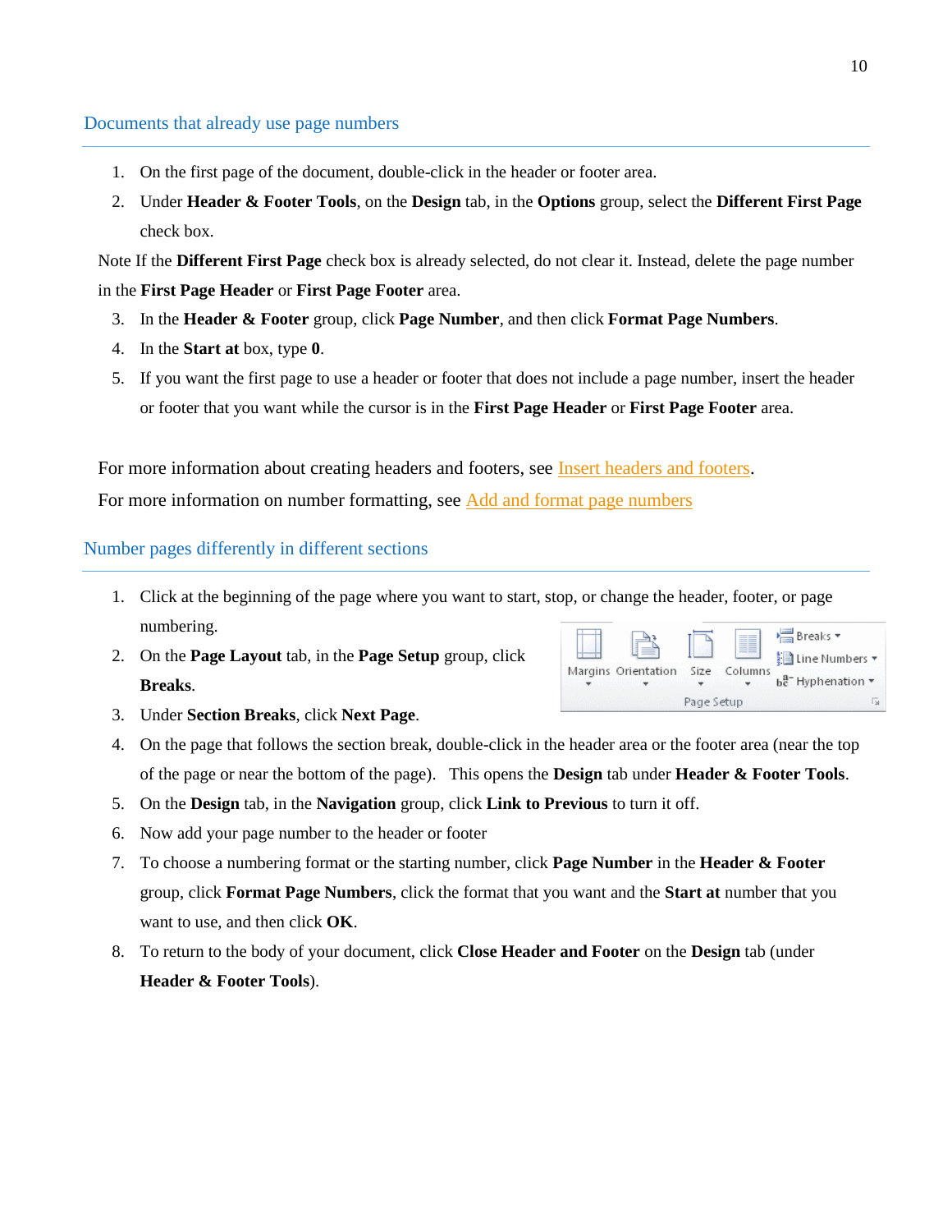## Documents that already use page numbers

1. On the first page of the document, double-click in the header or footer area.
2. Under **Header & Footer Tools**, on the **Design** tab, in the **Options** group, select the **Different First Page** check box.

Note If the **Different First Page** check box is already selected, do not clear it. Instead, delete the page number in the **First Page Header** or **First Page Footer** area.

3. In the **Header & Footer** group, click **Page Number**, and then click **Format Page Numbers**.
4. In the **Start at** box, type **0**.
5. If you want the first page to use a header or footer that does not include a page number, insert the header or footer that you want while the cursor is in the **First Page Header** or **First Page Footer** area.

For more information about creating headers and footers, see Insert headers and footers.

For more information on number formatting, see Add and format page numbers

## Number pages differently in different sections

1. Click at the beginning of the page where you want to start, stop, or change the header, footer, or page numbering.
2. On the **Page Layout** tab, in the **Page Setup** group, click **Breaks**.
3. Under **Section Breaks**, click **Next Page**.
4. On the page that follows the section break, double-click in the header area or the footer area (near the top of the page or near the bottom of the page). This opens the **Design** tab under **Header & Footer Tools**.
5. On the **Design** tab, in the **Navigation** group, click **Link to Previous** to turn it off.
6. Now add your page number to the header or footer
7. To choose a numbering format or the starting number, click **Page Number** in the **Header & Footer** group, click **Format Page Numbers**, click the format that you want and the **Start at** number that you want to use, and then click **OK**.
8. To return to the body of your document, click **Close Header and Footer** on the **Design** tab (under **Header & Footer Tools**).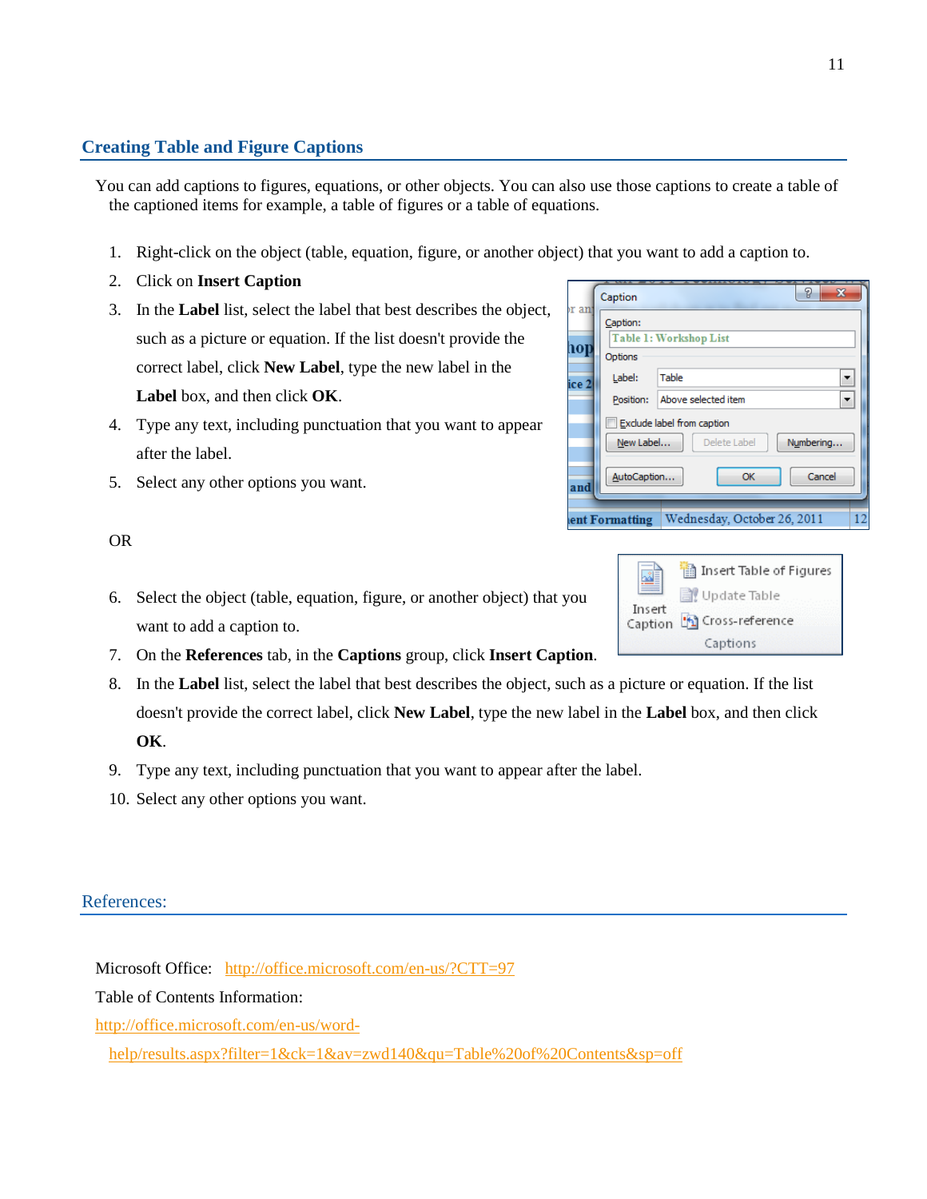## Creating Table and Figure Captions

You can add captions to figures, equations, or other objects. You can also use those captions to create a table of the captioned items for example, a table of figures or a table of equations.

1. Right-click on the object (table, equation, figure, or another object) that you want to add a caption to.
2. Click on **Insert Caption**
3. In the **Label** list, select the label that best describes the object, such as a picture or equation. If the list doesn't provide the correct label, click **New Label**, type the new label in the **Label** box, and then click **OK**.
4. Type any text, including punctuation that you want to appear after the label.
5. Select any other options you want.

OR

6. Select the object (table, equation, figure, or another object) that you want to add a caption to.
7. On the **References** tab, in the **Captions** group, click **Insert Caption**.
8. In the **Label** list, select the label that best describes the object, such as a picture or equation. If the list doesn't provide the correct label, click **New Label**, type the new label in the **Label** box, and then click **OK**.
9. Type any text, including punctuation that you want to appear after the label.
10. Select any other options you want.

## References:

Microsoft Office: http://office.microsoft.com/en-us/?CTT=97

Table of Contents Information:

http://office.microsoft.com/en-us/word-help/results.aspx?filter=1&ck=1&av=zwd140&qu=Table%20of%20Contents&sp=off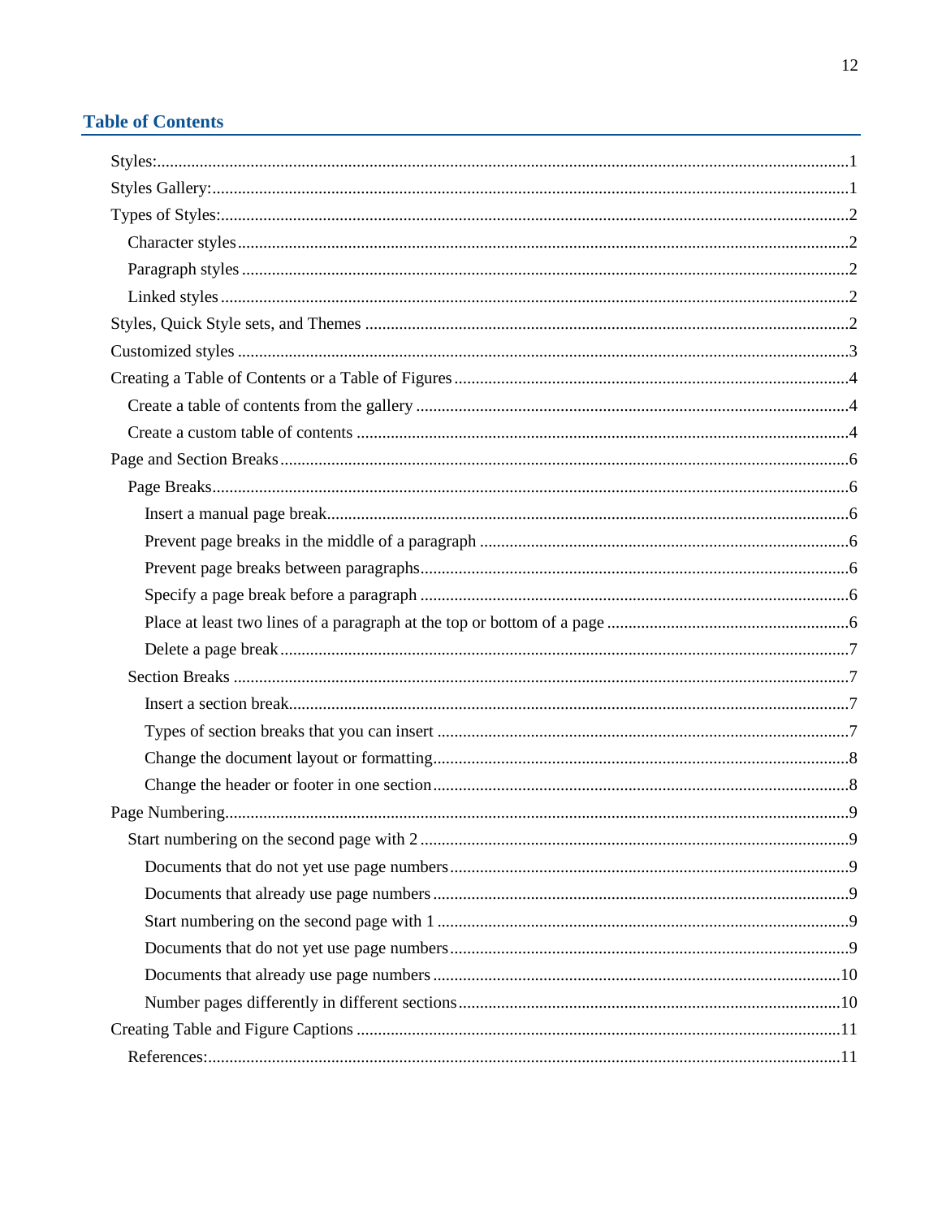## Table of Contents

- Styles: ... 1
- Styles Gallery: ... 1
- Types of Styles: ... 2
  - Character styles ... 2
  - Paragraph styles ... 2
  - Linked styles ... 2
- Styles, Quick Style sets, and Themes ... 2
- Customized styles ... 3
- Creating a Table of Contents or a Table of Figures ... 4
  - Create a table of contents from the gallery ... 4
  - Create a custom table of contents ... 4
- Page and Section Breaks ... 6
  - Page Breaks ... 6
    - Insert a manual page break ... 6
    - Prevent page breaks in the middle of a paragraph ... 6
    - Prevent page breaks between paragraphs ... 6
    - Specify a page break before a paragraph ... 6
    - Place at least two lines of a paragraph at the top or bottom of a page ... 6
    - Delete a page break ... 7
  - Section Breaks ... 7
    - Insert a section break ... 7
    - Types of section breaks that you can insert ... 7
    - Change the document layout or formatting ... 8
    - Change the header or footer in one section ... 8
- Page Numbering ... 9
  - Start numbering on the second page with 2 ... 9
    - Documents that do not yet use page numbers ... 9
    - Documents that already use page numbers ... 9
    - Start numbering on the second page with 1 ... 9
    - Documents that do not yet use page numbers ... 9
    - Documents that already use page numbers ... 10
    - Number pages differently in different sections ... 10
- Creating Table and Figure Captions ... 11
  - References: ... 11